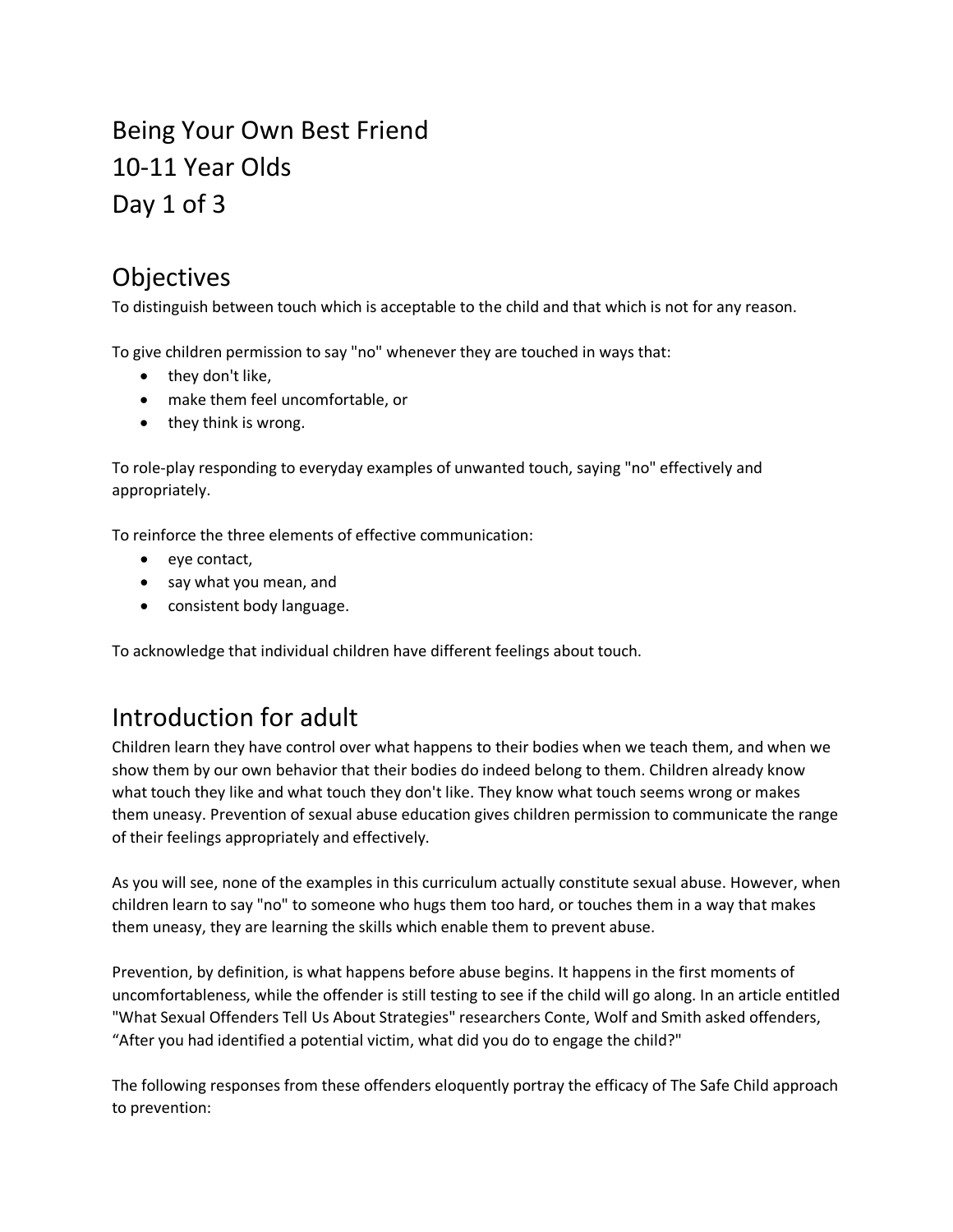# Being Your Own Best Friend
# 10-11 Year Olds
# Day 1 of 3

## Objectives

To distinguish between touch which is acceptable to the child and that which is not for any reason.

To give children permission to say "no" whenever they are touched in ways that:

- they don't like,
- make them feel uncomfortable, or
- they think is wrong.

To role-play responding to everyday examples of unwanted touch, saying "no" effectively and appropriately.

To reinforce the three elements of effective communication:

- eye contact,
- say what you mean, and
- consistent body language.

To acknowledge that individual children have different feelings about touch.

## Introduction for adult

Children learn they have control over what happens to their bodies when we teach them, and when we show them by our own behavior that their bodies do indeed belong to them. Children already know what touch they like and what touch they don't like. They know what touch seems wrong or makes them uneasy. Prevention of sexual abuse education gives children permission to communicate the range of their feelings appropriately and effectively.

As you will see, none of the examples in this curriculum actually constitute sexual abuse. However, when children learn to say "no" to someone who hugs them too hard, or touches them in a way that makes them uneasy, they are learning the skills which enable them to prevent abuse.

Prevention, by definition, is what happens before abuse begins. It happens in the first moments of uncomfortableness, while the offender is still testing to see if the child will go along. In an article entitled "What Sexual Offenders Tell Us About Strategies" researchers Conte, Wolf and Smith asked offenders, "After you had identified a potential victim, what did you do to engage the child?"

The following responses from these offenders eloquently portray the efficacy of The Safe Child approach to prevention: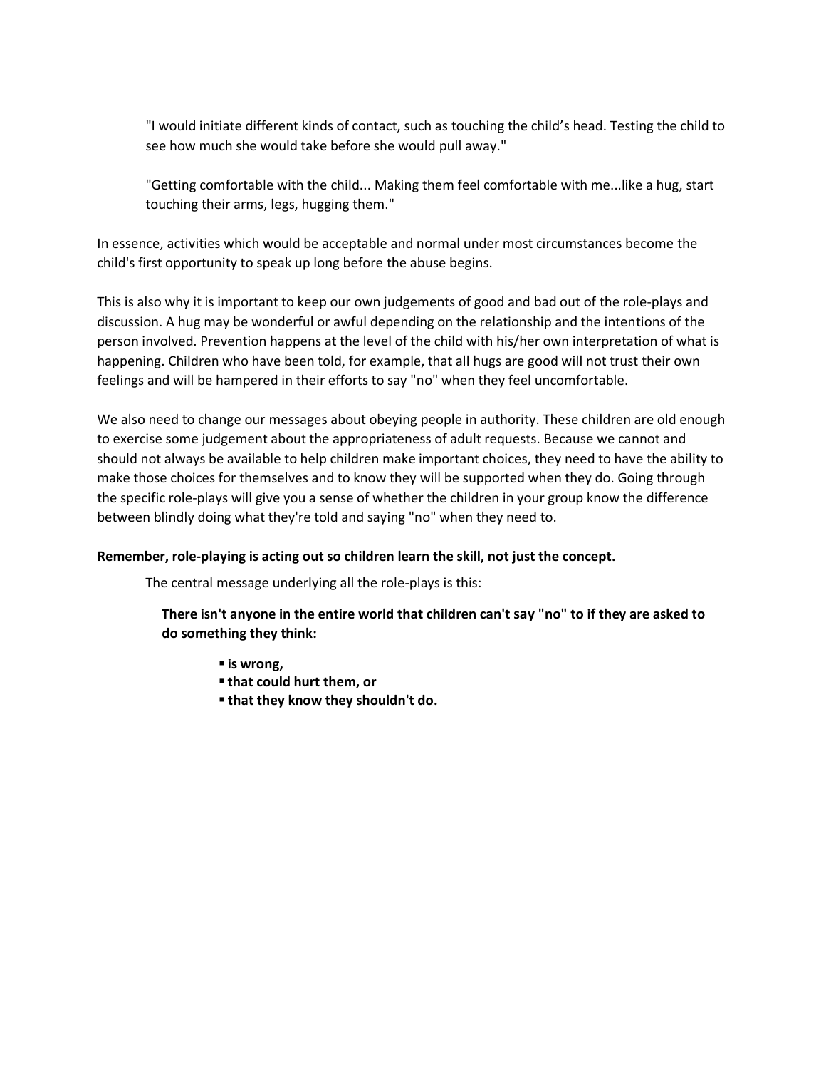> "I would initiate different kinds of contact, such as touching the child's head. Testing the child to see how much she would take before she would pull away."
>
> "Getting comfortable with the child... Making them feel comfortable with me...like a hug, start touching their arms, legs, hugging them."

In essence, activities which would be acceptable and normal under most circumstances become the child's first opportunity to speak up long before the abuse begins.

This is also why it is important to keep our own judgements of good and bad out of the role-plays and discussion. A hug may be wonderful or awful depending on the relationship and the intentions of the person involved. Prevention happens at the level of the child with his/her own interpretation of what is happening. Children who have been told, for example, that all hugs are good will not trust their own feelings and will be hampered in their efforts to say "no" when they feel uncomfortable.

We also need to change our messages about obeying people in authority. These children are old enough to exercise some judgement about the appropriateness of adult requests. Because we cannot and should not always be available to help children make important choices, they need to have the ability to make those choices for themselves and to know they will be supported when they do. Going through the specific role-plays will give you a sense of whether the children in your group know the difference between blindly doing what they're told and saying "no" when they need to.

**Remember, role-playing is acting out so children learn the skill, not just the concept.**

The central message underlying all the role-plays is this:

**There isn't anyone in the entire world that children can't say "no" to if they are asked to do something they think:**

- **is wrong,**
- **that could hurt them, or**
- **that they know they shouldn't do.**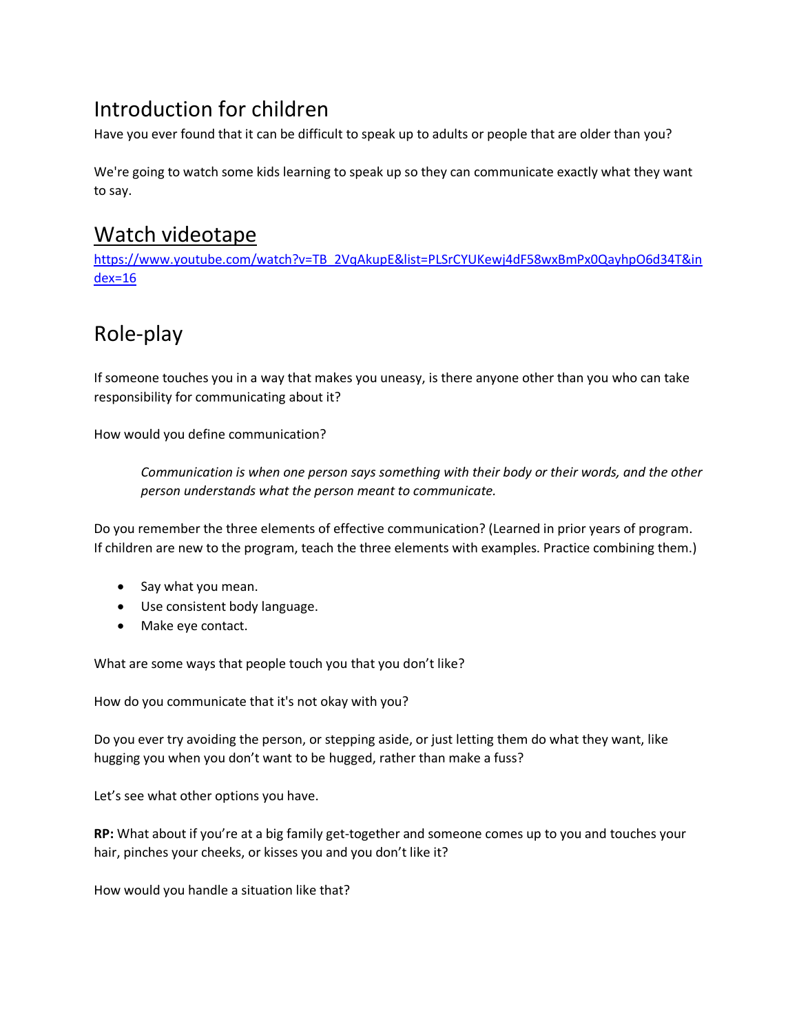## Introduction for children

Have you ever found that it can be difficult to speak up to adults or people that are older than you?

We're going to watch some kids learning to speak up so they can communicate exactly what they want to say.

## Watch videotape

https://www.youtube.com/watch?v=TB_2VqAkupE&list=PLSrCYUKewj4dF58wxBmPx0QayhpO6d34T&index=16

## Role-play

If someone touches you in a way that makes you uneasy, is there anyone other than you who can take responsibility for communicating about it?

How would you define communication?

> *Communication is when one person says something with their body or their words, and the other person understands what the person meant to communicate.*

Do you remember the three elements of effective communication? (Learned in prior years of program. If children are new to the program, teach the three elements with examples. Practice combining them.)

- Say what you mean.
- Use consistent body language.
- Make eye contact.

What are some ways that people touch you that you don't like?

How do you communicate that it's not okay with you?

Do you ever try avoiding the person, or stepping aside, or just letting them do what they want, like hugging you when you don't want to be hugged, rather than make a fuss?

Let's see what other options you have.

**RP:** What about if you're at a big family get-together and someone comes up to you and touches your hair, pinches your cheeks, or kisses you and you don't like it?

How would you handle a situation like that?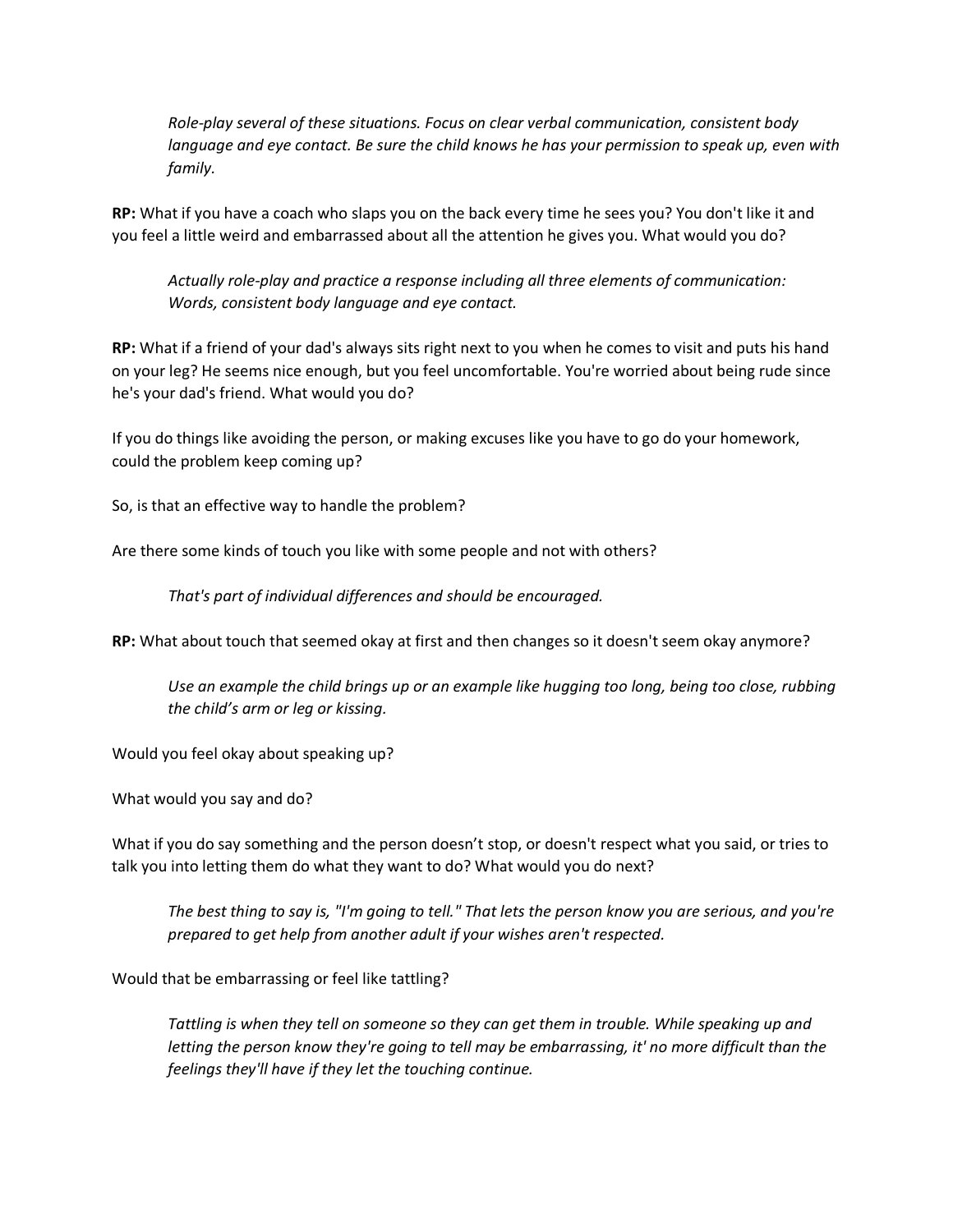*Role-play several of these situations. Focus on clear verbal communication, consistent body language and eye contact. Be sure the child knows he has your permission to speak up, even with family.*

**RP:** What if you have a coach who slaps you on the back every time he sees you? You don't like it and you feel a little weird and embarrassed about all the attention he gives you. What would you do?

*Actually role-play and practice a response including all three elements of communication: Words, consistent body language and eye contact.*

**RP:** What if a friend of your dad's always sits right next to you when he comes to visit and puts his hand on your leg? He seems nice enough, but you feel uncomfortable. You're worried about being rude since he's your dad's friend. What would you do?

If you do things like avoiding the person, or making excuses like you have to go do your homework, could the problem keep coming up?

So, is that an effective way to handle the problem?

Are there some kinds of touch you like with some people and not with others?

*That's part of individual differences and should be encouraged.*

**RP:** What about touch that seemed okay at first and then changes so it doesn't seem okay anymore?

*Use an example the child brings up or an example like hugging too long, being too close, rubbing the child's arm or leg or kissing.*

Would you feel okay about speaking up?

What would you say and do?

What if you do say something and the person doesn't stop, or doesn't respect what you said, or tries to talk you into letting them do what they want to do? What would you do next?

*The best thing to say is, "I'm going to tell." That lets the person know you are serious, and you're prepared to get help from another adult if your wishes aren't respected.*

Would that be embarrassing or feel like tattling?

*Tattling is when they tell on someone so they can get them in trouble. While speaking up and letting the person know they're going to tell may be embarrassing, it' no more difficult than the feelings they'll have if they let the touching continue.*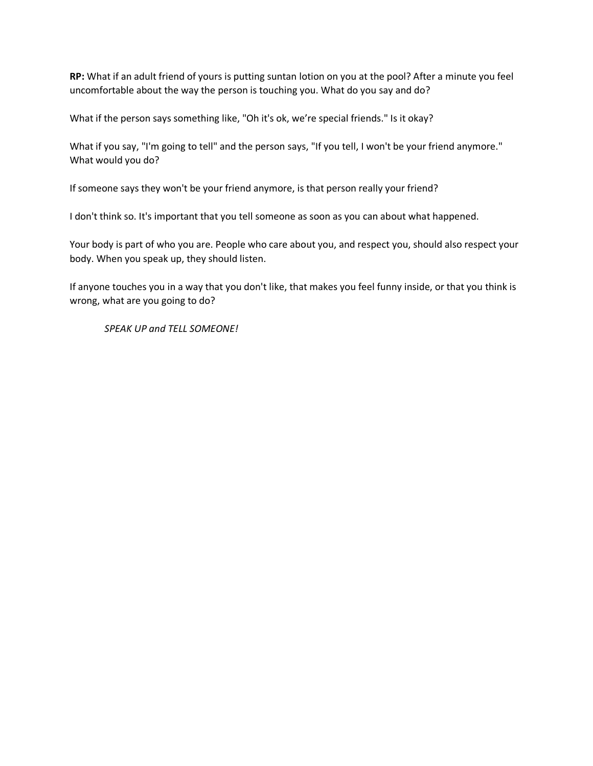**RP:** What if an adult friend of yours is putting suntan lotion on you at the pool? After a minute you feel uncomfortable about the way the person is touching you. What do you say and do?

What if the person says something like, "Oh it's ok, we're special friends." Is it okay?

What if you say, "I'm going to tell" and the person says, "If you tell, I won't be your friend anymore." What would you do?

If someone says they won't be your friend anymore, is that person really your friend?

I don't think so. It's important that you tell someone as soon as you can about what happened.

Your body is part of who you are. People who care about you, and respect you, should also respect your body. When you speak up, they should listen.

If anyone touches you in a way that you don't like, that makes you feel funny inside, or that you think is wrong, what are you going to do?

> *SPEAK UP and TELL SOMEONE!*